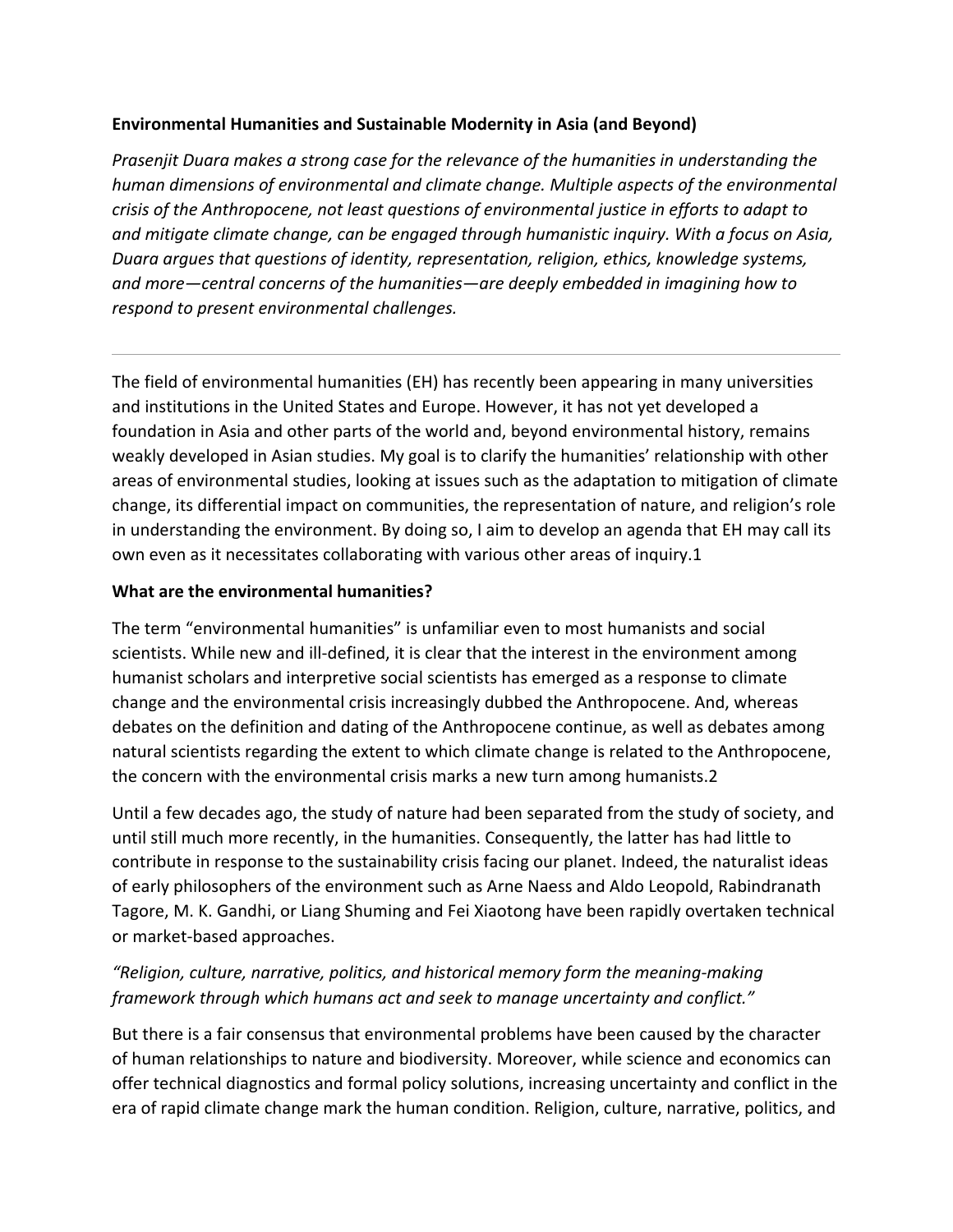**Environmental Humanities and Sustainable Modernity in Asia (and Beyond)**

*Prasenjit Duara makes a strong case for the relevance of the humanities in understanding the human dimensions of environmental and climate change. Multiple aspects of the environmental crisis of the Anthropocene, not least questions of environmental justice in efforts to adapt to and mitigate climate change, can be engaged through humanistic inquiry. With a focus on Asia, Duara argues that questions of identity, representation, religion, ethics, knowledge systems, and more—central concerns of the humanities—are deeply embedded in imagining how to respond to present environmental challenges.*

---

The field of environmental humanities (EH) has recently been appearing in many universities and institutions in the United States and Europe. However, it has not yet developed a foundation in Asia and other parts of the world and, beyond environmental history, remains weakly developed in Asian studies. My goal is to clarify the humanities' relationship with other areas of environmental studies, looking at issues such as the adaptation to mitigation of climate change, its differential impact on communities, the representation of nature, and religion's role in understanding the environment. By doing so, I aim to develop an agenda that EH may call its own even as it necessitates collaborating with various other areas of inquiry.[1]

**What are the environmental humanities?**

The term "environmental humanities" is unfamiliar even to most humanists and social scientists. While new and ill-defined, it is clear that the interest in the environment among humanist scholars and interpretive social scientists has emerged as a response to climate change and the environmental crisis increasingly dubbed the Anthropocene. And, whereas debates on the definition and dating of the Anthropocene continue, as well as debates among natural scientists regarding the extent to which climate change is related to the Anthropocene, the concern with the environmental crisis marks a new turn among humanists.[2]

Until a few decades ago, the study of nature had been separated from the study of society, and until still much more recently, in the humanities. Consequently, the latter has had little to contribute in response to the sustainability crisis facing our planet. Indeed, the naturalist ideas of early philosophers of the environment such as Arne Naess and Aldo Leopold, Rabindranath Tagore, M. K. Gandhi, or Liang Shuming and Fei Xiaotong have been rapidly overtaken technical or market-based approaches.

*"Religion, culture, narrative, politics, and historical memory form the meaning-making framework through which humans act and seek to manage uncertainty and conflict."*

But there is a fair consensus that environmental problems have been caused by the character of human relationships to nature and biodiversity. Moreover, while science and economics can offer technical diagnostics and formal policy solutions, increasing uncertainty and conflict in the era of rapid climate change mark the human condition. Religion, culture, narrative, politics, and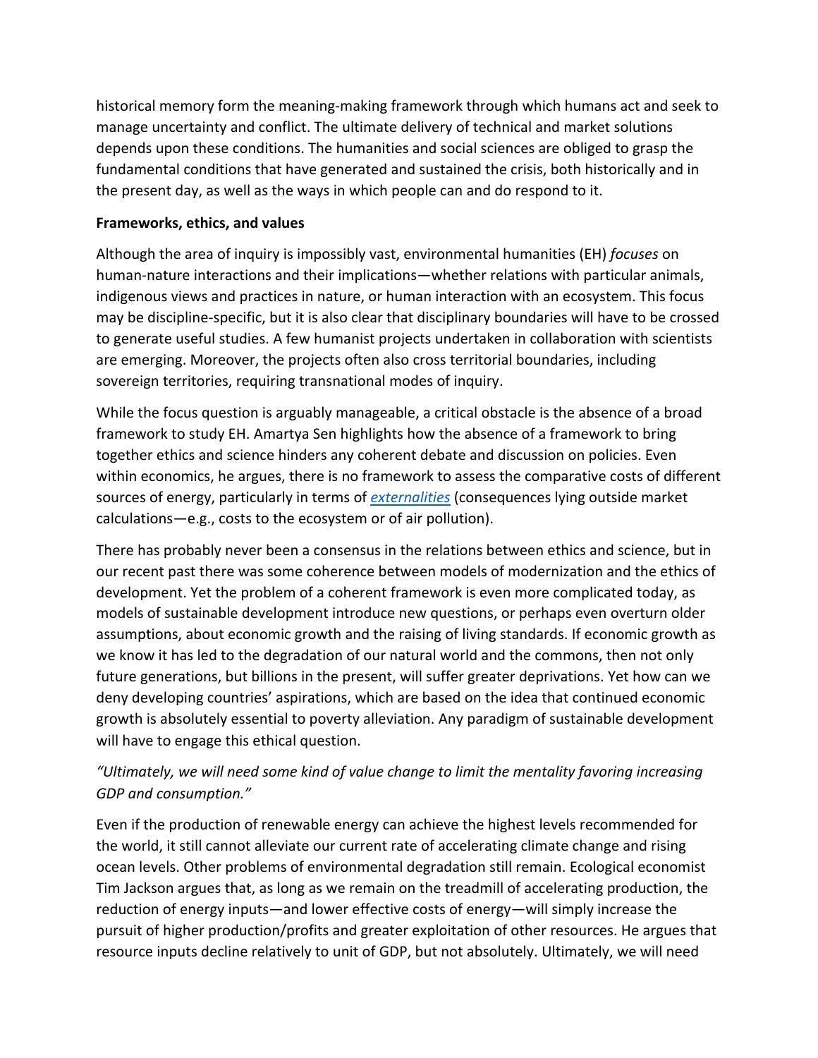historical memory form the meaning-making framework through which humans act and seek to manage uncertainty and conflict. The ultimate delivery of technical and market solutions depends upon these conditions. The humanities and social sciences are obliged to grasp the fundamental conditions that have generated and sustained the crisis, both historically and in the present day, as well as the ways in which people can and do respond to it.

**Frameworks, ethics, and values**

Although the area of inquiry is impossibly vast, environmental humanities (EH) *focuses* on human-nature interactions and their implications—whether relations with particular animals, indigenous views and practices in nature, or human interaction with an ecosystem. This focus may be discipline-specific, but it is also clear that disciplinary boundaries will have to be crossed to generate useful studies. A few humanist projects undertaken in collaboration with scientists are emerging. Moreover, the projects often also cross territorial boundaries, including sovereign territories, requiring transnational modes of inquiry.

While the focus question is arguably manageable, a critical obstacle is the absence of a broad framework to study EH. Amartya Sen highlights how the absence of a framework to bring together ethics and science hinders any coherent debate and discussion on policies. Even within economics, he argues, there is no framework to assess the comparative costs of different sources of energy, particularly in terms of *externalities* (consequences lying outside market calculations—e.g., costs to the ecosystem or of air pollution).

There has probably never been a consensus in the relations between ethics and science, but in our recent past there was some coherence between models of modernization and the ethics of development. Yet the problem of a coherent framework is even more complicated today, as models of sustainable development introduce new questions, or perhaps even overturn older assumptions, about economic growth and the raising of living standards. If economic growth as we know it has led to the degradation of our natural world and the commons, then not only future generations, but billions in the present, will suffer greater deprivations. Yet how can we deny developing countries' aspirations, which are based on the idea that continued economic growth is absolutely essential to poverty alleviation. Any paradigm of sustainable development will have to engage this ethical question.

*"Ultimately, we will need some kind of value change to limit the mentality favoring increasing GDP and consumption."*

Even if the production of renewable energy can achieve the highest levels recommended for the world, it still cannot alleviate our current rate of accelerating climate change and rising ocean levels. Other problems of environmental degradation still remain. Ecological economist Tim Jackson argues that, as long as we remain on the treadmill of accelerating production, the reduction of energy inputs—and lower effective costs of energy—will simply increase the pursuit of higher production/profits and greater exploitation of other resources. He argues that resource inputs decline relatively to unit of GDP, but not absolutely. Ultimately, we will need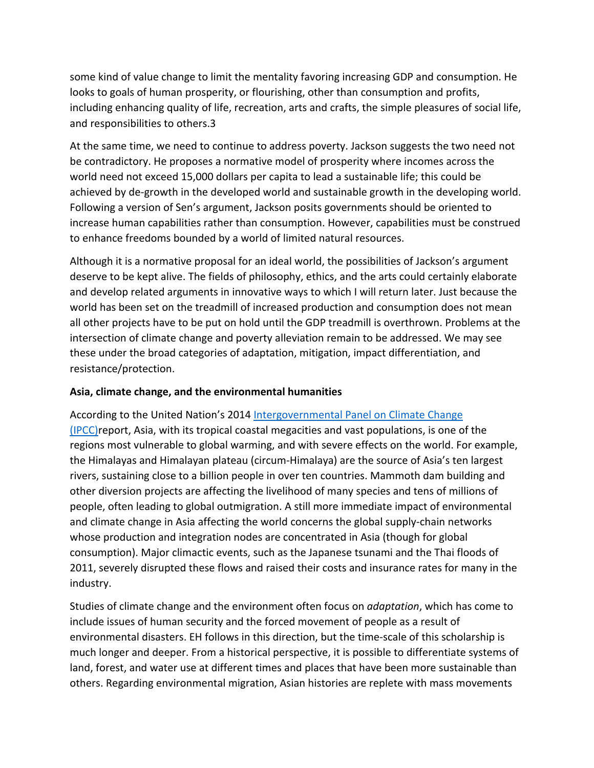some kind of value change to limit the mentality favoring increasing GDP and consumption. He looks to goals of human prosperity, or flourishing, other than consumption and profits, including enhancing quality of life, recreation, arts and crafts, the simple pleasures of social life, and responsibilities to others.[3]

At the same time, we need to continue to address poverty. Jackson suggests the two need not be contradictory. He proposes a normative model of prosperity where incomes across the world need not exceed 15,000 dollars per capita to lead a sustainable life; this could be achieved by de-growth in the developed world and sustainable growth in the developing world. Following a version of Sen's argument, Jackson posits governments should be oriented to increase human capabilities rather than consumption. However, capabilities must be construed to enhance freedoms bounded by a world of limited natural resources.

Although it is a normative proposal for an ideal world, the possibilities of Jackson's argument deserve to be kept alive. The fields of philosophy, ethics, and the arts could certainly elaborate and develop related arguments in innovative ways to which I will return later. Just because the world has been set on the treadmill of increased production and consumption does not mean all other projects have to be put on hold until the GDP treadmill is overthrown. Problems at the intersection of climate change and poverty alleviation remain to be addressed. We may see these under the broad categories of adaptation, mitigation, impact differentiation, and resistance/protection.

**Asia, climate change, and the environmental humanities**

According to the United Nation's 2014 Intergovernmental Panel on Climate Change (IPCC)report, Asia, with its tropical coastal megacities and vast populations, is one of the regions most vulnerable to global warming, and with severe effects on the world. For example, the Himalayas and Himalayan plateau (circum-Himalaya) are the source of Asia's ten largest rivers, sustaining close to a billion people in over ten countries. Mammoth dam building and other diversion projects are affecting the livelihood of many species and tens of millions of people, often leading to global outmigration. A still more immediate impact of environmental and climate change in Asia affecting the world concerns the global supply-chain networks whose production and integration nodes are concentrated in Asia (though for global consumption). Major climactic events, such as the Japanese tsunami and the Thai floods of 2011, severely disrupted these flows and raised their costs and insurance rates for many in the industry.

Studies of climate change and the environment often focus on *adaptation*, which has come to include issues of human security and the forced movement of people as a result of environmental disasters. EH follows in this direction, but the time-scale of this scholarship is much longer and deeper. From a historical perspective, it is possible to differentiate systems of land, forest, and water use at different times and places that have been more sustainable than others. Regarding environmental migration, Asian histories are replete with mass movements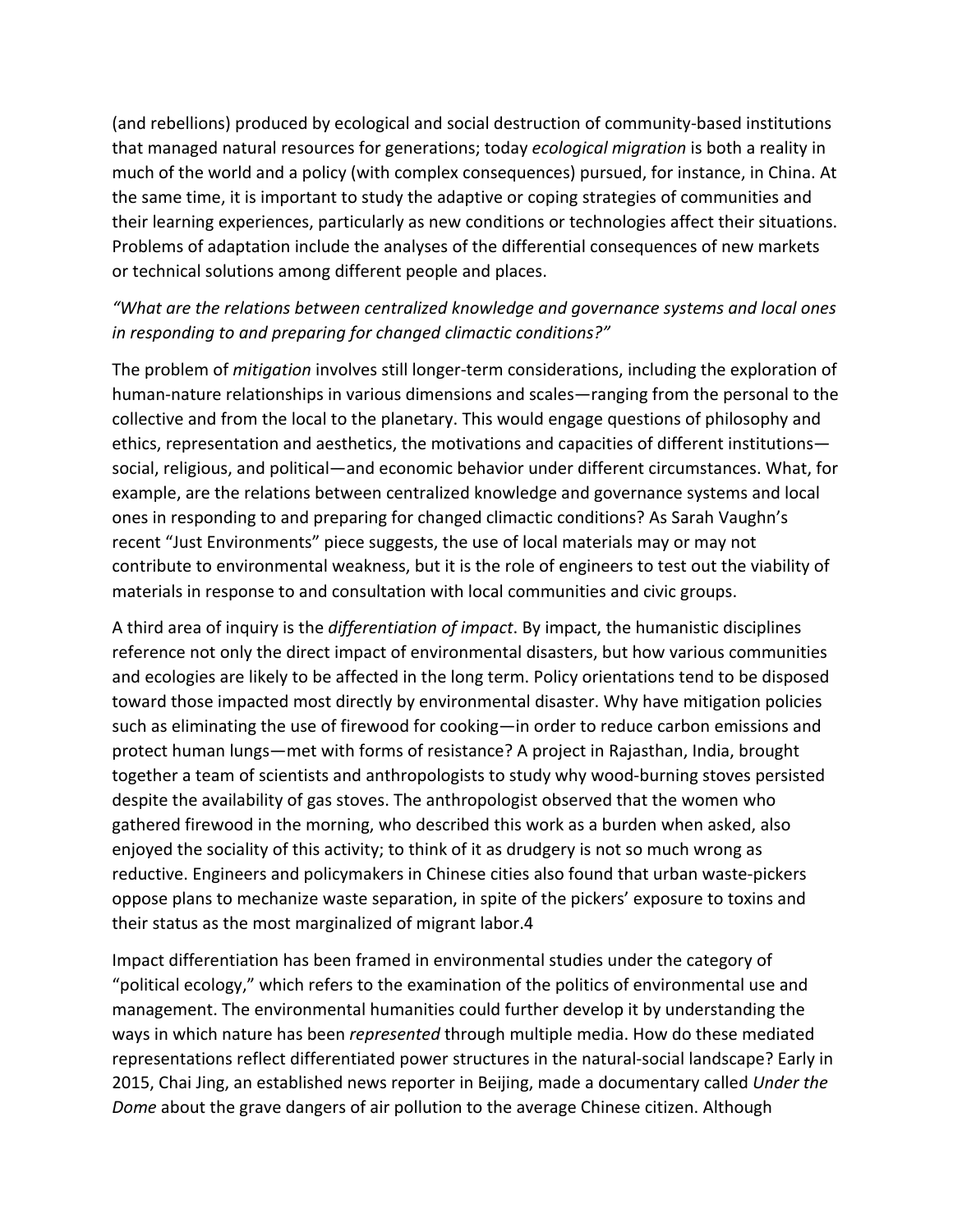(and rebellions) produced by ecological and social destruction of community-based institutions that managed natural resources for generations; today *ecological migration* is both a reality in much of the world and a policy (with complex consequences) pursued, for instance, in China. At the same time, it is important to study the adaptive or coping strategies of communities and their learning experiences, particularly as new conditions or technologies affect their situations. Problems of adaptation include the analyses of the differential consequences of new markets or technical solutions among different people and places.

*"What are the relations between centralized knowledge and governance systems and local ones in responding to and preparing for changed climactic conditions?"*

The problem of *mitigation* involves still longer-term considerations, including the exploration of human-nature relationships in various dimensions and scales—ranging from the personal to the collective and from the local to the planetary. This would engage questions of philosophy and ethics, representation and aesthetics, the motivations and capacities of different institutions—social, religious, and political—and economic behavior under different circumstances. What, for example, are the relations between centralized knowledge and governance systems and local ones in responding to and preparing for changed climactic conditions? As Sarah Vaughn's recent "Just Environments" piece suggests, the use of local materials may or may not contribute to environmental weakness, but it is the role of engineers to test out the viability of materials in response to and consultation with local communities and civic groups.

A third area of inquiry is the *differentiation of impact*. By impact, the humanistic disciplines reference not only the direct impact of environmental disasters, but how various communities and ecologies are likely to be affected in the long term. Policy orientations tend to be disposed toward those impacted most directly by environmental disaster. Why have mitigation policies such as eliminating the use of firewood for cooking—in order to reduce carbon emissions and protect human lungs—met with forms of resistance? A project in Rajasthan, India, brought together a team of scientists and anthropologists to study why wood-burning stoves persisted despite the availability of gas stoves. The anthropologist observed that the women who gathered firewood in the morning, who described this work as a burden when asked, also enjoyed the sociality of this activity; to think of it as drudgery is not so much wrong as reductive. Engineers and policymakers in Chinese cities also found that urban waste-pickers oppose plans to mechanize waste separation, in spite of the pickers' exposure to toxins and their status as the most marginalized of migrant labor.4

Impact differentiation has been framed in environmental studies under the category of "political ecology," which refers to the examination of the politics of environmental use and management. The environmental humanities could further develop it by understanding the ways in which nature has been *represented* through multiple media. How do these mediated representations reflect differentiated power structures in the natural-social landscape? Early in 2015, Chai Jing, an established news reporter in Beijing, made a documentary called *Under the Dome* about the grave dangers of air pollution to the average Chinese citizen. Although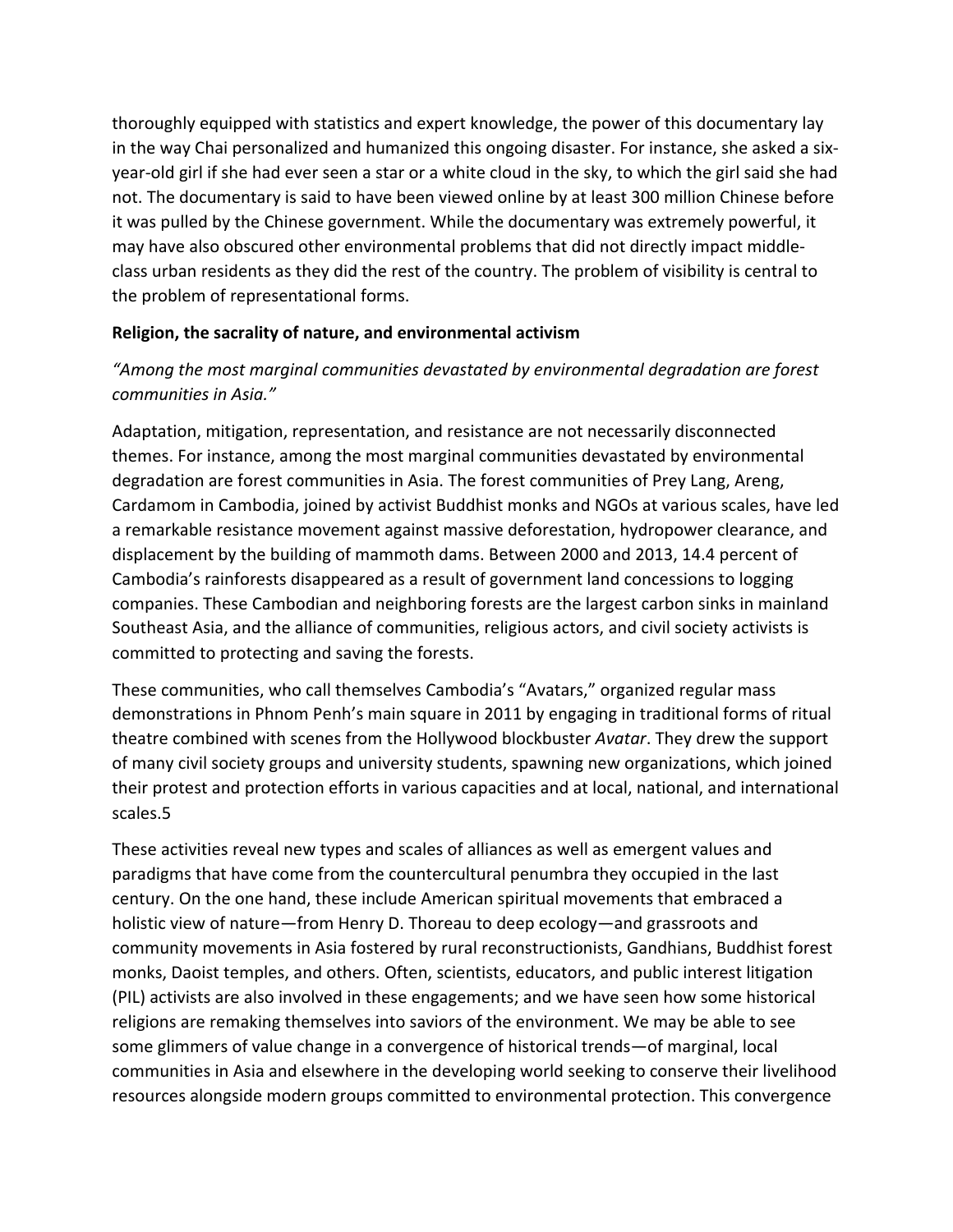thoroughly equipped with statistics and expert knowledge, the power of this documentary lay in the way Chai personalized and humanized this ongoing disaster. For instance, she asked a six-year-old girl if she had ever seen a star or a white cloud in the sky, to which the girl said she had not. The documentary is said to have been viewed online by at least 300 million Chinese before it was pulled by the Chinese government. While the documentary was extremely powerful, it may have also obscured other environmental problems that did not directly impact middle-class urban residents as they did the rest of the country. The problem of visibility is central to the problem of representational forms.

**Religion, the sacrality of nature, and environmental activism**

*"Among the most marginal communities devastated by environmental degradation are forest communities in Asia."*

Adaptation, mitigation, representation, and resistance are not necessarily disconnected themes. For instance, among the most marginal communities devastated by environmental degradation are forest communities in Asia. The forest communities of Prey Lang, Areng, Cardamom in Cambodia, joined by activist Buddhist monks and NGOs at various scales, have led a remarkable resistance movement against massive deforestation, hydropower clearance, and displacement by the building of mammoth dams. Between 2000 and 2013, 14.4 percent of Cambodia's rainforests disappeared as a result of government land concessions to logging companies. These Cambodian and neighboring forests are the largest carbon sinks in mainland Southeast Asia, and the alliance of communities, religious actors, and civil society activists is committed to protecting and saving the forests.

These communities, who call themselves Cambodia's "Avatars," organized regular mass demonstrations in Phnom Penh's main square in 2011 by engaging in traditional forms of ritual theatre combined with scenes from the Hollywood blockbuster *Avatar*. They drew the support of many civil society groups and university students, spawning new organizations, which joined their protest and protection efforts in various capacities and at local, national, and international scales.[5]

These activities reveal new types and scales of alliances as well as emergent values and paradigms that have come from the countercultural penumbra they occupied in the last century. On the one hand, these include American spiritual movements that embraced a holistic view of nature—from Henry D. Thoreau to deep ecology—and grassroots and community movements in Asia fostered by rural reconstructionists, Gandhians, Buddhist forest monks, Daoist temples, and others. Often, scientists, educators, and public interest litigation (PIL) activists are also involved in these engagements; and we have seen how some historical religions are remaking themselves into saviors of the environment. We may be able to see some glimmers of value change in a convergence of historical trends—of marginal, local communities in Asia and elsewhere in the developing world seeking to conserve their livelihood resources alongside modern groups committed to environmental protection. This convergence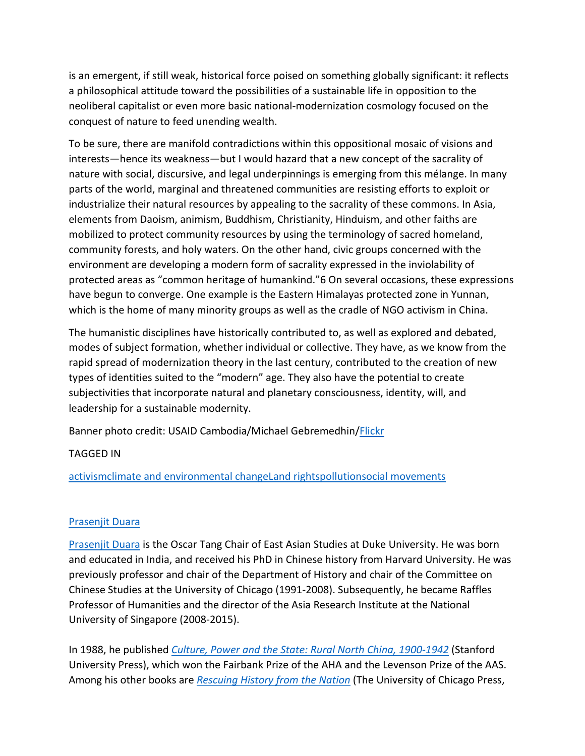is an emergent, if still weak, historical force poised on something globally significant: it reflects a philosophical attitude toward the possibilities of a sustainable life in opposition to the neoliberal capitalist or even more basic national-modernization cosmology focused on the conquest of nature to feed unending wealth.

To be sure, there are manifold contradictions within this oppositional mosaic of visions and interests—hence its weakness—but I would hazard that a new concept of the sacrality of nature with social, discursive, and legal underpinnings is emerging from this mélange. In many parts of the world, marginal and threatened communities are resisting efforts to exploit or industrialize their natural resources by appealing to the sacrality of these commons. In Asia, elements from Daoism, animism, Buddhism, Christianity, Hinduism, and other faiths are mobilized to protect community resources by using the terminology of sacred homeland, community forests, and holy waters. On the other hand, civic groups concerned with the environment are developing a modern form of sacrality expressed in the inviolability of protected areas as "common heritage of humankind."[6] On several occasions, these expressions have begun to converge. One example is the Eastern Himalayas protected zone in Yunnan, which is the home of many minority groups as well as the cradle of NGO activism in China.

The humanistic disciplines have historically contributed to, as well as explored and debated, modes of subject formation, whether individual or collective. They have, as we know from the rapid spread of modernization theory in the last century, contributed to the creation of new types of identities suited to the "modern" age. They also have the potential to create subjectivities that incorporate natural and planetary consciousness, identity, will, and leadership for a sustainable modernity.

Banner photo credit: USAID Cambodia/Michael Gebremedhin/Flickr

TAGGED IN

activism climate and environmental change Land rights pollution social movements

Prasenjit Duara

Prasenjit Duara is the Oscar Tang Chair of East Asian Studies at Duke University. He was born and educated in India, and received his PhD in Chinese history from Harvard University. He was previously professor and chair of the Department of History and chair of the Committee on Chinese Studies at the University of Chicago (1991-2008). Subsequently, he became Raffles Professor of Humanities and the director of the Asia Research Institute at the National University of Singapore (2008-2015).

In 1988, he published *Culture, Power and the State: Rural North China, 1900-1942* (Stanford University Press), which won the Fairbank Prize of the AHA and the Levenson Prize of the AAS. Among his other books are *Rescuing History from the Nation* (The University of Chicago Press,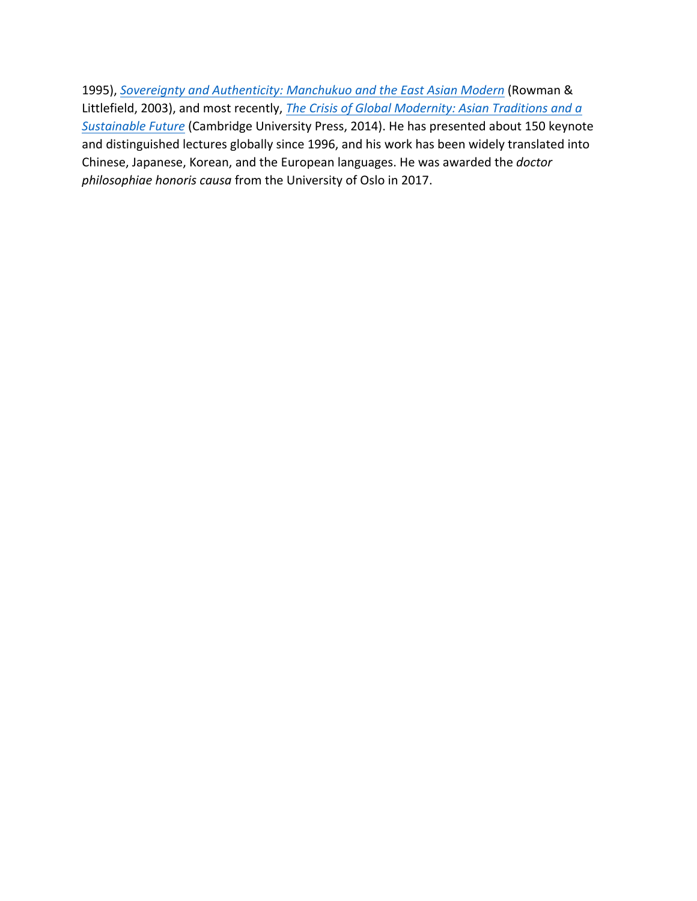1995), [*Sovereignty and Authenticity: Manchukuo and the East Asian Modern*]() (Rowman & Littlefield, 2003), and most recently, [*The Crisis of Global Modernity: Asian Traditions and a Sustainable Future*]() (Cambridge University Press, 2014). He has presented about 150 keynote and distinguished lectures globally since 1996, and his work has been widely translated into Chinese, Japanese, Korean, and the European languages. He was awarded the *doctor philosophiae honoris causa* from the University of Oslo in 2017.